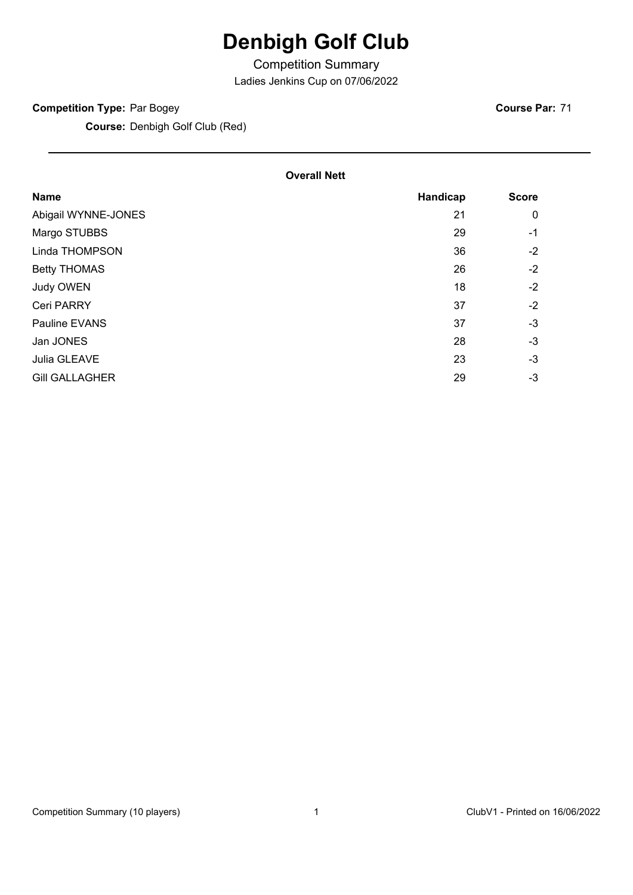# Denbigh Golf Club

## Competition Summary

Ladies Jenkins Cup on 07/06/2022

**Competition Type:** Par Bogey

**Course Par:** 71

**Course:** Denbigh Golf Club (Red)

---

**Overall Nett**

| Name | Handicap | Score |
| --- | --- | --- |
| Abigail WYNNE-JONES | 21 | 0 |
| Margo STUBBS | 29 | -1 |
| Linda THOMPSON | 36 | -2 |
| Betty THOMAS | 26 | -2 |
| Judy OWEN | 18 | -2 |
| Ceri PARRY | 37 | -2 |
| Pauline EVANS | 37 | -3 |
| Jan JONES | 28 | -3 |
| Julia GLEAVE | 23 | -3 |
| Gill GALLAGHER | 29 | -3 |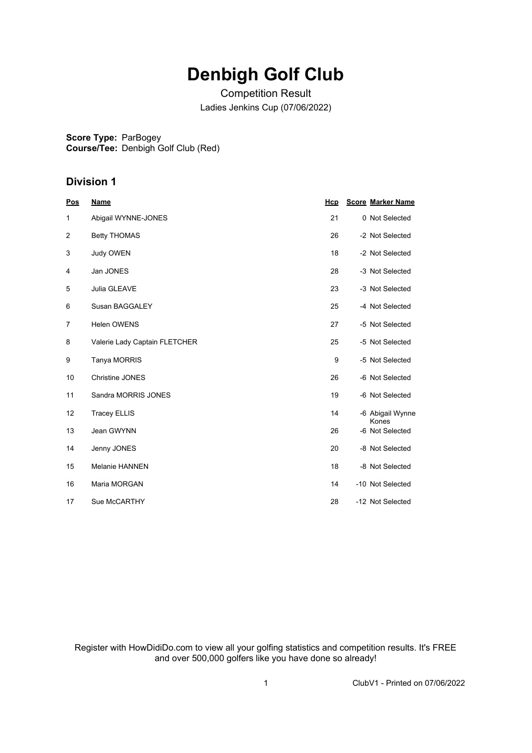# Denbigh Golf Club

Competition Result

Ladies Jenkins Cup (07/06/2022)

**Score Type:** ParBogey
**Course/Tee:** Denbigh Golf Club (Red)

## Division 1

| Pos | Name | Hcp | Score | Marker Name |
|---|---|---|---|---|
| 1 | Abigail WYNNE-JONES | 21 | 0 | Not Selected |
| 2 | Betty THOMAS | 26 | -2 | Not Selected |
| 3 | Judy OWEN | 18 | -2 | Not Selected |
| 4 | Jan JONES | 28 | -3 | Not Selected |
| 5 | Julia GLEAVE | 23 | -3 | Not Selected |
| 6 | Susan BAGGALEY | 25 | -4 | Not Selected |
| 7 | Helen OWENS | 27 | -5 | Not Selected |
| 8 | Valerie Lady Captain FLETCHER | 25 | -5 | Not Selected |
| 9 | Tanya MORRIS | 9 | -5 | Not Selected |
| 10 | Christine JONES | 26 | -6 | Not Selected |
| 11 | Sandra MORRIS JONES | 19 | -6 | Not Selected |
| 12 | Tracey ELLIS | 14 | -6 | Abigail Wynne Kones |
| 13 | Jean GWYNN | 26 | -6 | Not Selected |
| 14 | Jenny JONES | 20 | -8 | Not Selected |
| 15 | Melanie HANNEN | 18 | -8 | Not Selected |
| 16 | Maria MORGAN | 14 | -10 | Not Selected |
| 17 | Sue McCARTHY | 28 | -12 | Not Selected |

Register with HowDidiDo.com to view all your golfing statistics and competition results. It's FREE and over 500,000 golfers like you have done so already!

ClubV1 - Printed on 07/06/2022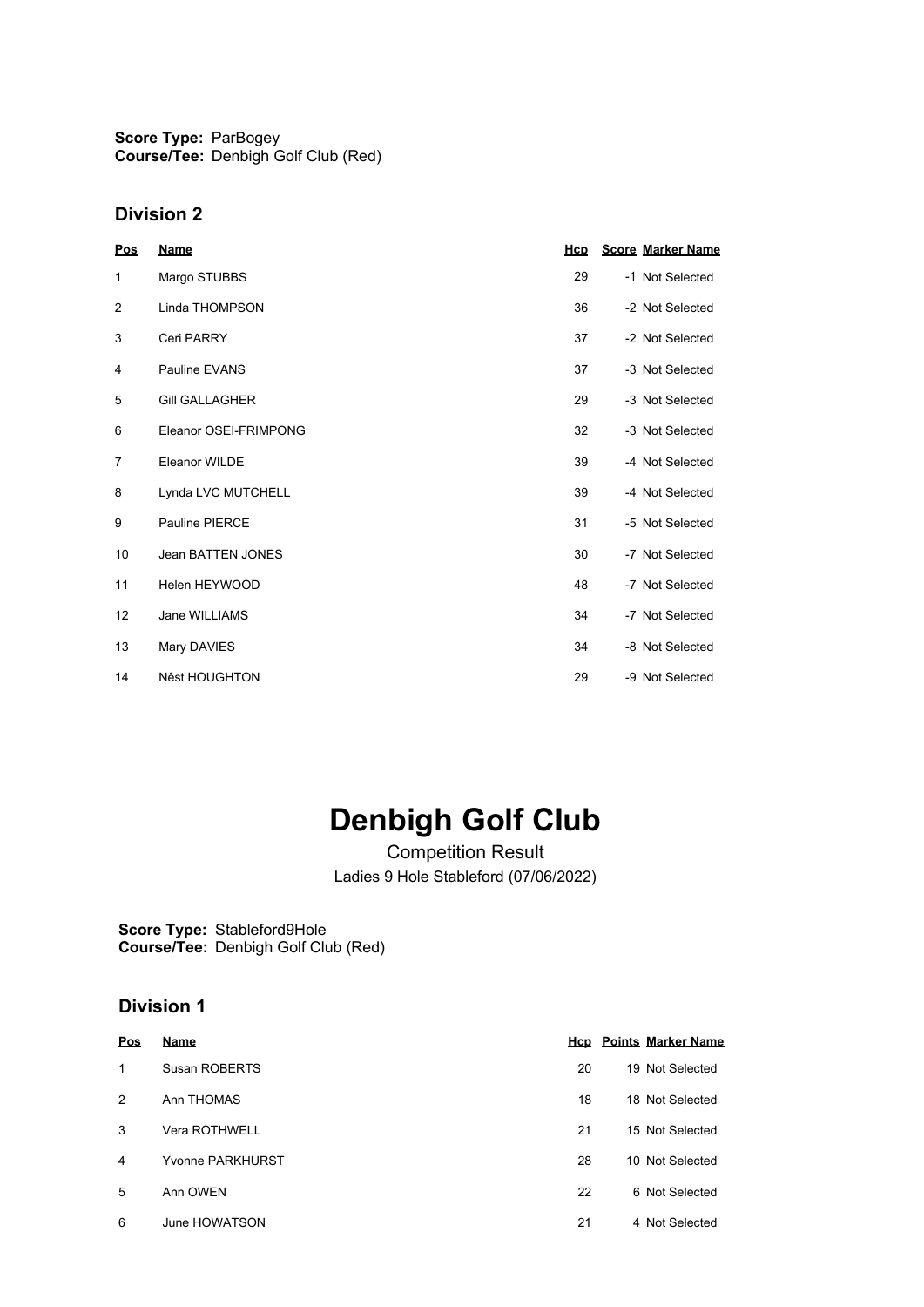**Score Type:** ParBogey
**Course/Tee:** Denbigh Golf Club (Red)

## Division 2

| Pos | Name | Hcp | Score | Marker Name |
|---|---|---|---|---|
| 1 | Margo STUBBS | 29 | -1 | Not Selected |
| 2 | Linda THOMPSON | 36 | -2 | Not Selected |
| 3 | Ceri PARRY | 37 | -2 | Not Selected |
| 4 | Pauline EVANS | 37 | -3 | Not Selected |
| 5 | Gill GALLAGHER | 29 | -3 | Not Selected |
| 6 | Eleanor OSEI-FRIMPONG | 32 | -3 | Not Selected |
| 7 | Eleanor WILDE | 39 | -4 | Not Selected |
| 8 | Lynda LVC MUTCHELL | 39 | -4 | Not Selected |
| 9 | Pauline PIERCE | 31 | -5 | Not Selected |
| 10 | Jean BATTEN JONES | 30 | -7 | Not Selected |
| 11 | Helen HEYWOOD | 48 | -7 | Not Selected |
| 12 | Jane WILLIAMS | 34 | -7 | Not Selected |
| 13 | Mary DAVIES | 34 | -8 | Not Selected |
| 14 | Nêst HOUGHTON | 29 | -9 | Not Selected |

# Denbigh Golf Club

Competition Result

Ladies 9 Hole Stableford (07/06/2022)

**Score Type:** Stableford9Hole
**Course/Tee:** Denbigh Golf Club (Red)

## Division 1

| Pos | Name | Hcp | Points | Marker Name |
|---|---|---|---|---|
| 1 | Susan ROBERTS | 20 | 19 | Not Selected |
| 2 | Ann THOMAS | 18 | 18 | Not Selected |
| 3 | Vera ROTHWELL | 21 | 15 | Not Selected |
| 4 | Yvonne PARKHURST | 28 | 10 | Not Selected |
| 5 | Ann OWEN | 22 | 6 | Not Selected |
| 6 | June HOWATSON | 21 | 4 | Not Selected |